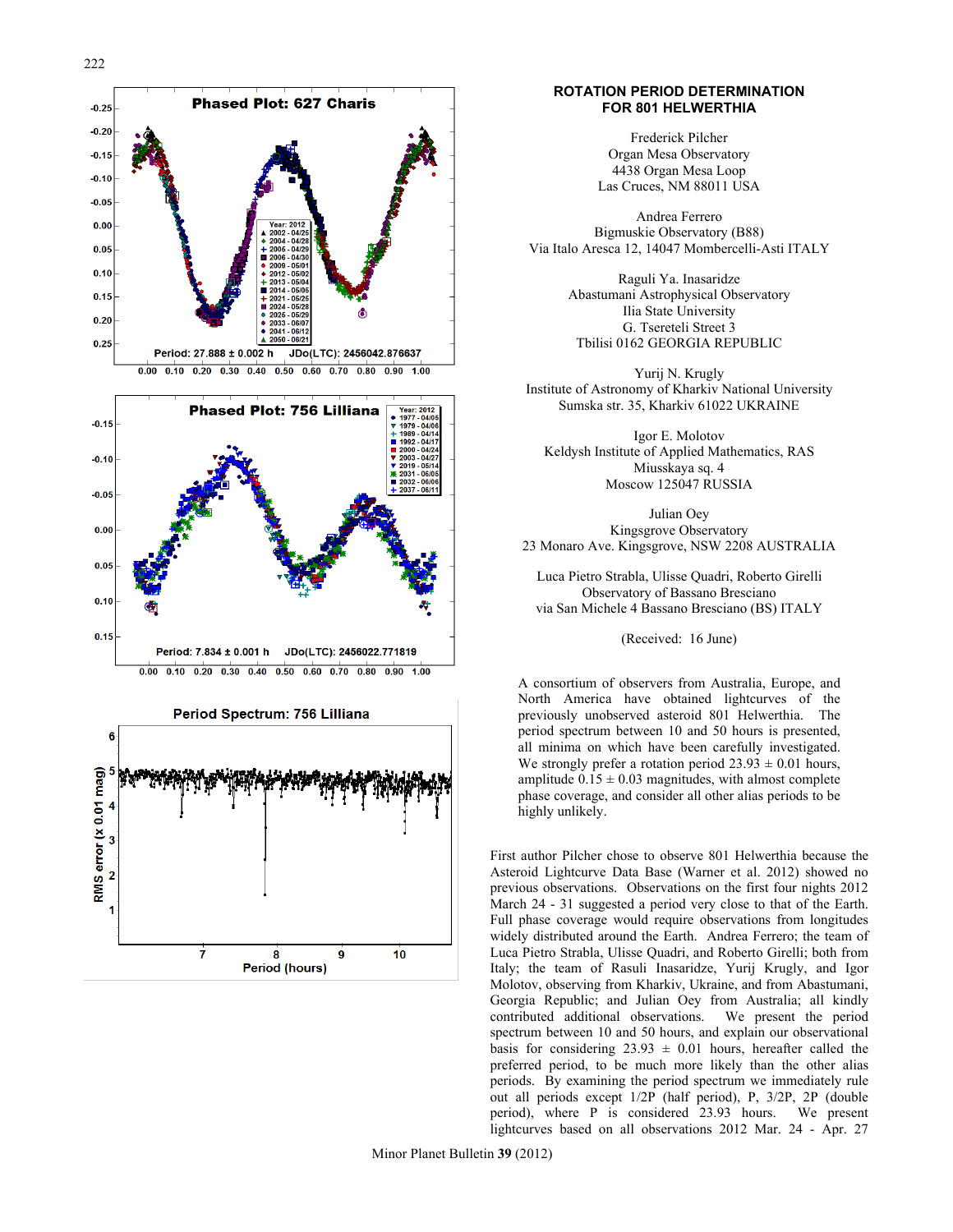## ROTATION PERIOD DETERMINATION FOR 801 HELWERTHIA

Frederick Pilcher
Organ Mesa Observatory
4438 Organ Mesa Loop
Las Cruces, NM 88011 USA

Andrea Ferrero
Bigmuskie Observatory (B88)
Via Italo Aresca 12, 14047 Mombercelli-Asti ITALY

Raguli Ya. Inasaridze
Abastumani Astrophysical Observatory
Ilia State University
G. Tsereteli Street 3
Tbilisi 0162 GEORGIA REPUBLIC

Yurij N. Krugly
Institute of Astronomy of Kharkiv National University
Sumska str. 35, Kharkiv 61022 UKRAINE

Igor E. Molotov
Keldysh Institute of Applied Mathematics, RAS
Miusskaya sq. 4
Moscow 125047 RUSSIA

Julian Oey
Kingsgrove Observatory
23 Monaro Ave. Kingsgrove, NSW 2208 AUSTRALIA

Luca Pietro Strabla, Ulisse Quadri, Roberto Girelli
Observatory of Bassano Bresciano
via San Michele 4 Bassano Bresciano (BS) ITALY

(Received: 16 June)

A consortium of observers from Australia, Europe, and North America have obtained lightcurves of the previously unobserved asteroid 801 Helwerthia. The period spectrum between 10 and 50 hours is presented, all minima on which have been carefully investigated. We strongly prefer a rotation period 23.93 ± 0.01 hours, amplitude 0.15 ± 0.03 magnitudes, with almost complete phase coverage, and consider all other alias periods to be highly unlikely.

First author Pilcher chose to observe 801 Helwerthia because the Asteroid Lightcurve Data Base (Warner et al. 2012) showed no previous observations. Observations on the first four nights 2012 March 24 - 31 suggested a period very close to that of the Earth. Full phase coverage would require observations from longitudes widely distributed around the Earth. Andrea Ferrero; the team of Luca Pietro Strabla, Ulisse Quadri, and Roberto Girelli; both from Italy; the team of Rasuli Inasaridze, Yurij Krugly, and Igor Molotov, observing from Kharkiv, Ukraine, and from Abastumani, Georgia Republic; and Julian Oey from Australia; all kindly contributed additional observations. We present the period spectrum between 10 and 50 hours, and explain our observational basis for considering 23.93 ± 0.01 hours, hereafter called the preferred period, to be much more likely than the other alias periods. By examining the period spectrum we immediately rule out all periods except 1/2P (half period), P, 3/2P, 2P (double period), where P is considered 23.93 hours. We present lightcurves based on all observations 2012 Mar. 24 - Apr. 27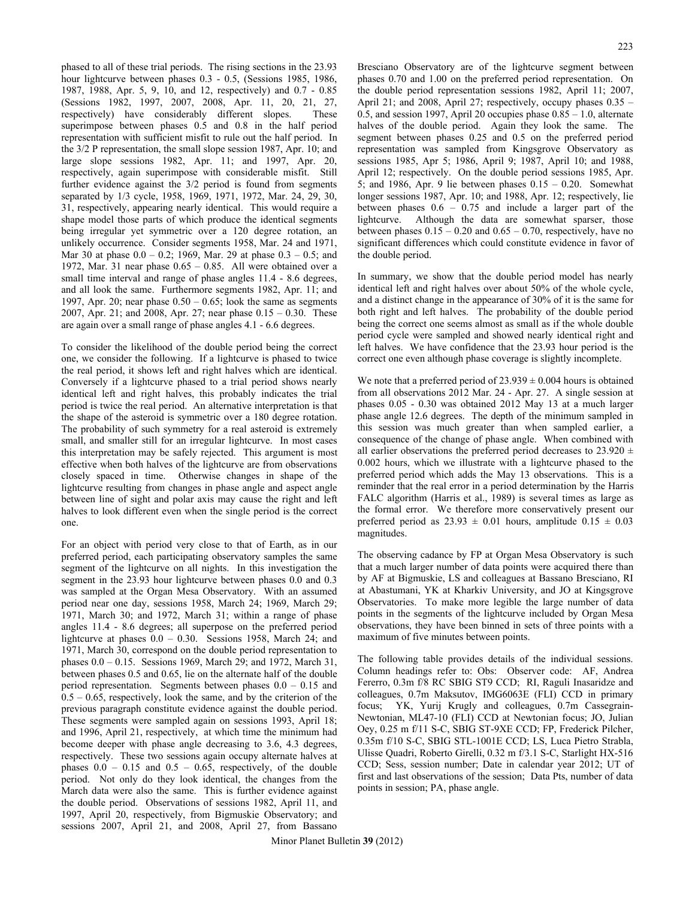phased to all of these trial periods. The rising sections in the 23.93 hour lightcurve between phases 0.3 - 0.5, (Sessions 1985, 1986, 1987, 1988, Apr. 5, 9, 10, and 12, respectively) and 0.7 - 0.85 (Sessions 1982, 1997, 2007, 2008, Apr. 11, 20, 21, 27, respectively) have considerably different slopes. These superimpose between phases 0.5 and 0.8 in the half period representation with sufficient misfit to rule out the half period. In the 3/2 P representation, the small slope session 1987, Apr. 10; and large slope sessions 1982, Apr. 11; and 1997, Apr. 20, respectively, again superimpose with considerable misfit. Still further evidence against the 3/2 period is found from segments separated by 1/3 cycle, 1958, 1969, 1971, 1972, Mar. 24, 29, 30, 31, respectively, appearing nearly identical. This would require a shape model those parts of which produce the identical segments being irregular yet symmetric over a 120 degree rotation, an unlikely occurrence. Consider segments 1958, Mar. 24 and 1971, Mar 30 at phase 0.0 – 0.2; 1969, Mar. 29 at phase 0.3 – 0.5; and 1972, Mar. 31 near phase 0.65 – 0.85. All were obtained over a small time interval and range of phase angles 11.4 - 8.6 degrees, and all look the same. Furthermore segments 1982, Apr. 11; and 1997, Apr. 20; near phase 0.50 – 0.65; look the same as segments 2007, Apr. 21; and 2008, Apr. 27; near phase 0.15 – 0.30. These are again over a small range of phase angles 4.1 - 6.6 degrees.

To consider the likelihood of the double period being the correct one, we consider the following. If a lightcurve is phased to twice the real period, it shows left and right halves which are identical. Conversely if a lightcurve phased to a trial period shows nearly identical left and right halves, this probably indicates the trial period is twice the real period. An alternative interpretation is that the shape of the asteroid is symmetric over a 180 degree rotation. The probability of such symmetry for a real asteroid is extremely small, and smaller still for an irregular lightcurve. In most cases this interpretation may be safely rejected. This argument is most effective when both halves of the lightcurve are from observations closely spaced in time. Otherwise changes in shape of the lightcurve resulting from changes in phase angle and aspect angle between line of sight and polar axis may cause the right and left halves to look different even when the single period is the correct one.

For an object with period very close to that of Earth, as in our preferred period, each participating observatory samples the same segment of the lightcurve on all nights. In this investigation the segment in the 23.93 hour lightcurve between phases 0.0 and 0.3 was sampled at the Organ Mesa Observatory. With an assumed period near one day, sessions 1958, March 24; 1969, March 29; 1971, March 30; and 1972, March 31; within a range of phase angles 11.4 - 8.6 degrees; all superpose on the preferred period lightcurve at phases 0.0 – 0.30. Sessions 1958, March 24; and 1971, March 30, correspond on the double period representation to phases 0.0 – 0.15. Sessions 1969, March 29; and 1972, March 31, between phases 0.5 and 0.65, lie on the alternate half of the double period representation. Segments between phases 0.0 – 0.15 and 0.5 – 0.65, respectively, look the same, and by the criterion of the previous paragraph constitute evidence against the double period. These segments were sampled again on sessions 1993, April 18; and 1996, April 21, respectively, at which time the minimum had become deeper with phase angle decreasing to 3.6, 4.3 degrees, respectively. These two sessions again occupy alternate halves at phases 0.0 – 0.15 and 0.5 – 0.65, respectively, of the double period. Not only do they look identical, the changes from the March data were also the same. This is further evidence against the double period. Observations of sessions 1982, April 11, and 1997, April 20, respectively, from Bigmuskie Observatory; and sessions 2007, April 21, and 2008, April 27, from Bassano Bresciano Observatory are of the lightcurve segment between phases 0.70 and 1.00 on the preferred period representation. On the double period representation sessions 1982, April 11; 2007, April 21; and 2008, April 27; respectively, occupy phases 0.35 – 0.5, and session 1997, April 20 occupies phase 0.85 – 1.0, alternate halves of the double period. Again they look the same. The segment between phases 0.25 and 0.5 on the preferred period representation was sampled from Kingsgrove Observatory as sessions 1985, Apr 5; 1986, April 9; 1987, April 10; and 1988, April 12; respectively. On the double period sessions 1985, Apr. 5; and 1986, Apr. 9 lie between phases 0.15 – 0.20. Somewhat longer sessions 1987, Apr. 10; and 1988, Apr. 12; respectively, lie between phases 0.6 – 0.75 and include a larger part of the lightcurve. Although the data are somewhat sparser, those between phases 0.15 – 0.20 and 0.65 – 0.70, respectively, have no significant differences which could constitute evidence in favor of the double period.

In summary, we show that the double period model has nearly identical left and right halves over about 50% of the whole cycle, and a distinct change in the appearance of 30% of it is the same for both right and left halves. The probability of the double period being the correct one seems almost as small as if the whole double period cycle were sampled and showed nearly identical right and left halves. We have confidence that the 23.93 hour period is the correct one even although phase coverage is slightly incomplete.

We note that a preferred period of $23.939 \pm 0.004$ hours is obtained from all observations 2012 Mar. 24 - Apr. 27. A single session at phases 0.05 - 0.30 was obtained 2012 May 13 at a much larger phase angle 12.6 degrees. The depth of the minimum sampled in this session was much greater than when sampled earlier, a consequence of the change of phase angle. When combined with all earlier observations the preferred period decreases to $23.920 \pm 0.002$ hours, which we illustrate with a lightcurve phased to the preferred period which adds the May 13 observations. This is a reminder that the real error in a period determination by the Harris FALC algorithm (Harris et al., 1989) is several times as large as the formal error. We therefore more conservatively present our preferred period as $23.93 \pm 0.01$ hours, amplitude $0.15 \pm 0.03$ magnitudes.

The observing cadance by FP at Organ Mesa Observatory is such that a much larger number of data points were acquired there than by AF at Bigmuskie, LS and colleagues at Bassano Bresciano, RI at Abastumani, YK at Kharkiv University, and JO at Kingsgrove Observatories. To make more legible the large number of data points in the segments of the lightcurve included by Organ Mesa observations, they have been binned in sets of three points with a maximum of five minutes between points.

The following table provides details of the individual sessions. Column headings refer to: Obs: Observer code: AF, Andrea Fererro, 0.3m f/8 RC SBIG ST9 CCD; RI, Raguli Inasaridze and colleagues, 0.7m Maksutov, IMG6063E (FLI) CCD in primary focus; YK, Yurij Krugly and colleagues, 0.7m Cassegrain-Newtonian, ML47-10 (FLI) CCD at Newtonian focus; JO, Julian Oey, 0.25 m f/11 S-C, SBIG ST-9XE CCD; FP, Frederick Pilcher, 0.35m f/10 S-C, SBIG STL-1001E CCD; LS, Luca Pietro Strabla, Ulisse Quadri, Roberto Girelli, 0.32 m f/3.1 S-C, Starlight HX-516 CCD; Sess, session number; Date in calendar year 2012; UT of first and last observations of the session; Data Pts, number of data points in session; PA, phase angle.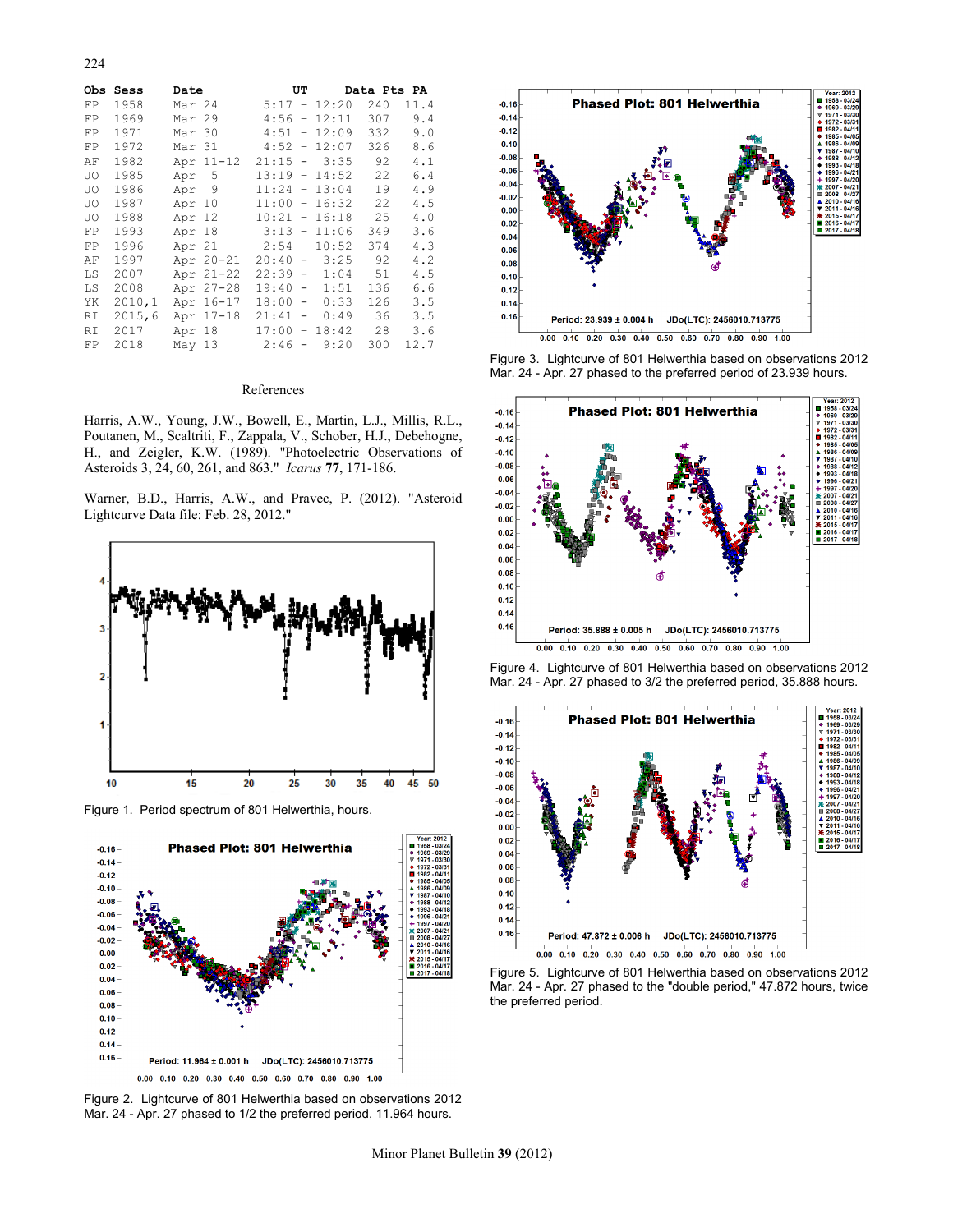| Obs | Sess | Date | UT | Data Pts | PA |
|---|---|---|---|---|---|
| FP | 1958 | Mar 24 | 5:17 – 12:20 | 240 | 11.4 |
| FP | 1969 | Mar 29 | 4:56 – 12:11 | 307 | 9.4 |
| FP | 1971 | Mar 30 | 4:51 – 12:09 | 332 | 9.0 |
| FP | 1972 | Mar 31 | 4:52 – 12:07 | 326 | 8.6 |
| AF | 1982 | Apr 11-12 | 21:15 – 3:35 | 92 | 4.1 |
| JO | 1985 | Apr 5 | 13:19 – 14:52 | 22 | 6.4 |
| JO | 1986 | Apr 9 | 11:24 – 13:04 | 19 | 4.9 |
| JO | 1987 | Apr 10 | 11:00 – 16:32 | 22 | 4.5 |
| JO | 1988 | Apr 12 | 10:21 – 16:18 | 25 | 4.0 |
| FP | 1993 | Apr 18 | 3:13 – 11:06 | 349 | 3.6 |
| FP | 1996 | Apr 21 | 2:54 – 10:52 | 374 | 4.3 |
| AF | 1997 | Apr 20-21 | 20:40 – 3:25 | 92 | 4.2 |
| LS | 2007 | Apr 21-22 | 22:39 – 1:04 | 51 | 4.5 |
| LS | 2008 | Apr 27-28 | 19:40 – 1:51 | 136 | 6.6 |
| YK | 2010,1 | Apr 16-17 | 18:00 – 0:33 | 126 | 3.5 |
| RI | 2015,6 | Apr 17-18 | 21:41 – 0:49 | 36 | 3.5 |
| RI | 2017 | Apr 18 | 17:00 – 18:42 | 28 | 3.6 |
| FP | 2018 | May 13 | 2:46 – 9:20 | 300 | 12.7 |

## References

Harris, A.W., Young, J.W., Bowell, E., Martin, L.J., Millis, R.L., Poutanen, M., Scaltriti, F., Zappala, V., Schober, H.J., Debehogne, H., and Zeigler, K.W. (1989). "Photoelectric Observations of Asteroids 3, 24, 60, 261, and 863." *Icarus* **77**, 171-186.

Warner, B.D., Harris, A.W., and Pravec, P. (2012). "Asteroid Lightcurve Data file: Feb. 28, 2012."

Figure 1. Period spectrum of 801 Helwerthia, hours.

Figure 2. Lightcurve of 801 Helwerthia based on observations 2012 Mar. 24 - Apr. 27 phased to 1/2 the preferred period, 11.964 hours.

Figure 3. Lightcurve of 801 Helwerthia based on observations 2012 Mar. 24 - Apr. 27 phased to the preferred period of 23.939 hours.

Figure 4. Lightcurve of 801 Helwerthia based on observations 2012 Mar. 24 - Apr. 27 phased to 3/2 the preferred period, 35.888 hours.

Figure 5. Lightcurve of 801 Helwerthia based on observations 2012 Mar. 24 - Apr. 27 phased to the "double period," 47.872 hours, twice the preferred period.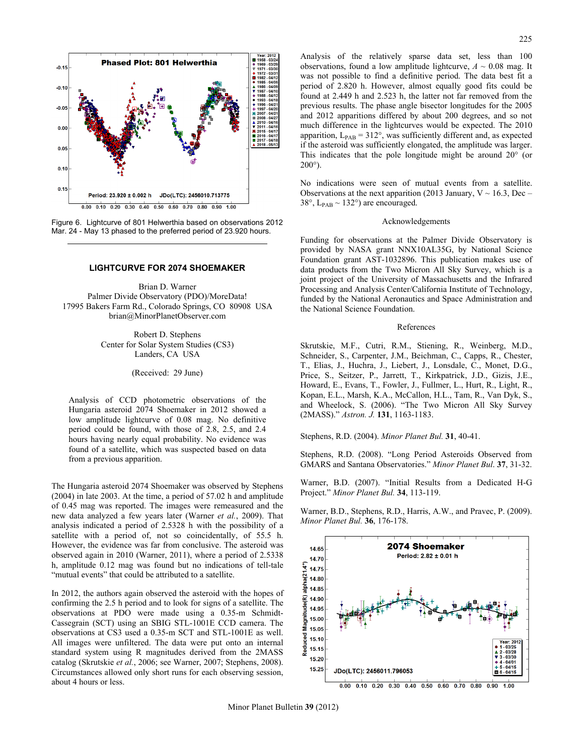Phased Plot: 801 Helwerthia

Year: 2012
1958 - 03/24
1969 - 03/29
1971 - 03/30
1972 - 03/31
1982 - 04/12
1985 - 04/05
1986 - 04/09
1987 - 04/10
1988 - 04/12
1993 - 04/18
1996 - 04/21
1997 - 04/20
2007 - 04/21
2008 - 04/27
2010 - 04/16
2011 - 04/16
2015 - 04/17
2016 - 04/17
2017 - 04/18
2018 - 05/13

-0.15
-0.10
-0.05
0.00
0.05
0.10
0.15

Period: 23.920 ± 0.002 h JDo(LTC): 2456010.713775

0.00 0.10 0.20 0.30 0.40 0.50 0.60 0.70 0.80 0.90 1.00

Figure 6. Lightcurve of 801 Helwerthia based on observations 2012 Mar. 24 - May 13 phased to the preferred period of 23.920 hours.

## LIGHTCURVE FOR 2074 SHOEMAKER

Brian D. Warner
Palmer Divide Observatory (PDO)/MoreData!
17995 Bakers Farm Rd., Colorado Springs, CO 80908 USA
brian@MinorPlanetObserver.com

Robert D. Stephens
Center for Solar System Studies (CS3)
Landers, CA USA

(Received: 29 June)

Analysis of CCD photometric observations of the Hungaria asteroid 2074 Shoemaker in 2012 showed a low amplitude lightcurve of 0.08 mag. No definitive period could be found, with those of 2.8, 2.5, and 2.4 hours having nearly equal probability. No evidence was found of a satellite, which was suspected based on data from a previous apparition.

The Hungaria asteroid 2074 Shoemaker was observed by Stephens (2004) in late 2003. At the time, a period of 57.02 h and amplitude of 0.45 mag was reported. The images were remeasured and the new data analyzed a few years later (Warner *et al.*, 2009). That analysis indicated a period of 2.5328 h with the possibility of a satellite with a period of, not so coincidentally, of 55.5 h. However, the evidence was far from conclusive. The asteroid was observed again in 2010 (Warner, 2011), where a period of 2.5338 h, amplitude 0.12 mag was found but no indications of tell-tale "mutual events" that could be attributed to a satellite.

In 2012, the authors again observed the asteroid with the hopes of confirming the 2.5 h period and to look for signs of a satellite. The observations at PDO were made using a 0.35-m Schmidt-Cassegrain (SCT) using an SBIG STL-1001E CCD camera. The observations at CS3 used a 0.35-m SCT and STL-1001E as well. All images were unfiltered. The data were put onto an internal standard system using R magnitudes derived from the 2MASS catalog (Skrutskie *et al.*, 2006; see Warner, 2007; Stephens, 2008). Circumstances allowed only short runs for each observing session, about 4 hours or less.

Analysis of the relatively sparse data set, less than 100 observations, found a low amplitude lightcurve, $A \sim 0.08$ mag. It was not possible to find a definitive period. The data best fit a period of 2.820 h. However, almost equally good fits could be found at 2.449 h and 2.523 h, the latter not far removed from the previous results. The phase angle bisector longitudes for the 2005 and 2012 apparitions differed by about 200 degrees, and so not much difference in the lightcurves would be expected. The 2010 apparition, $L_{PAB} = 312°$, was sufficiently different and, as expected if the asteroid was sufficiently elongated, the amplitude was larger. This indicates that the pole longitude might be around 20° (or 200°).

No indications were seen of mutual events from a satellite. Observations at the next apparition (2013 January, $V \sim 16.3$, Dec –38°, $L_{PAB} \sim 132°$) are encouraged.

### Acknowledgements

Funding for observations at the Palmer Divide Observatory is provided by NASA grant NNX10AL35G, by National Science Foundation grant AST-1032896. This publication makes use of data products from the Two Micron All Sky Survey, which is a joint project of the University of Massachusetts and the Infrared Processing and Analysis Center/California Institute of Technology, funded by the National Aeronautics and Space Administration and the National Science Foundation.

### References

Skrutskie, M.F., Cutri, R.M., Stiening, R., Weinberg, M.D., Schneider, S., Carpenter, J.M., Beichman, C., Capps, R., Chester, T., Elias, J., Huchra, J., Liebert, J., Lonsdale, C., Monet, D.G., Price, S., Seitzer, P., Jarrett, T., Kirkpatrick, J.D., Gizis, J.E., Howard, E., Evans, T., Fowler, J., Fullmer, L., Hurt, R., Light, R., Kopan, E.L., Marsh, K.A., McCallon, H.L., Tam, R., Van Dyk, S., and Wheelock, S. (2006). "The Two Micron All Sky Survey (2MASS)." *Astron. J.* **131**, 1163-1183.

Stephens, R.D. (2004). *Minor Planet Bul.* **31**, 40-41.

Stephens, R.D. (2008). "Long Period Asteroids Observed from GMARS and Santana Observatories." *Minor Planet Bul*. **37**, 31-32.

Warner, B.D. (2007). "Initial Results from a Dedicated H-G Project." *Minor Planet Bul.* **34**, 113-119.

Warner, B.D., Stephens, R.D., Harris, A.W., and Pravec, P. (2009). *Minor Planet Bul.* **36**, 176-178.

2074 Shoemaker
Period: 2.82 ± 0.01 h

Reduced Magnitude(R) alpha(21.4°)

14.65
14.70
14.75
14.80
14.85
14.90
14.95
15.00
15.05
15.10
15.15
15.20
15.25

Year: 2012
1 - 03/25
2 - 03/28
3 - 03/30
4 - 04/01
5 - 04/15
6 - 04/15

JDo(LTC): 2456011.796053

0.00 0.10 0.20 0.30 0.40 0.50 0.60 0.70 0.80 0.90 1.00